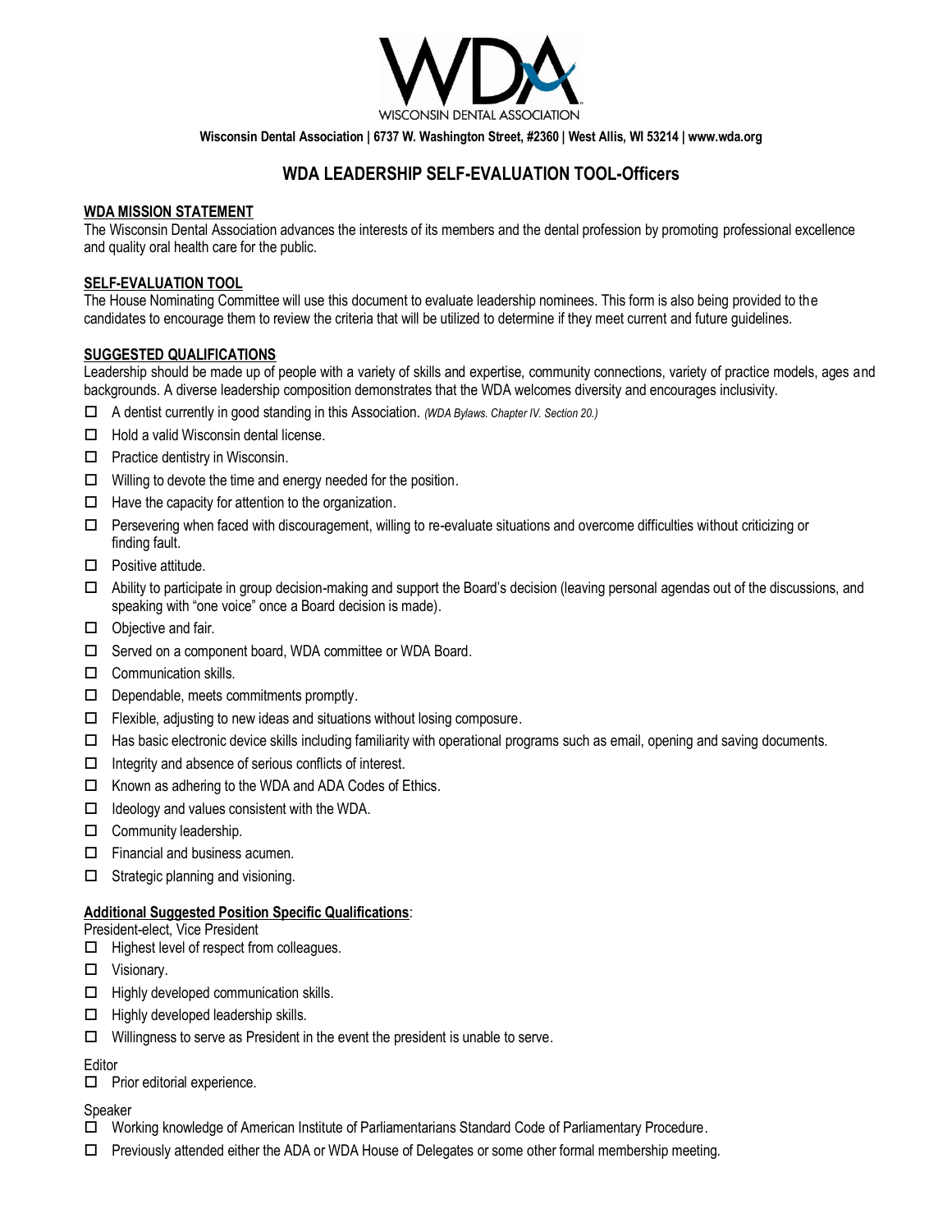WISCONSIN DENTAL ASSOCIATION

**Wisconsin Dental Association | 6737 W. Washington Street, #2360 | West Allis, WI 53214 | www.wda.org**

# WDA LEADERSHIP SELF-EVALUATION TOOL-Officers

## WDA MISSION STATEMENT

The Wisconsin Dental Association advances the interests of its members and the dental profession by promoting professional excellence and quality oral health care for the public.

## SELF-EVALUATION TOOL

The House Nominating Committee will use this document to evaluate leadership nominees. This form is also being provided to the candidates to encourage them to review the criteria that will be utilized to determine if they meet current and future guidelines.

## SUGGESTED QUALIFICATIONS

Leadership should be made up of people with a variety of skills and expertise, community connections, variety of practice models, ages and backgrounds. A diverse leadership composition demonstrates that the WDA welcomes diversity and encourages inclusivity.

- ☐ A dentist currently in good standing in this Association. *(WDA Bylaws. Chapter IV. Section 20.)*
- ☐ Hold a valid Wisconsin dental license.
- ☐ Practice dentistry in Wisconsin.
- ☐ Willing to devote the time and energy needed for the position.
- ☐ Have the capacity for attention to the organization.
- ☐ Persevering when faced with discouragement, willing to re-evaluate situations and overcome difficulties without criticizing or finding fault.
- ☐ Positive attitude.
- ☐ Ability to participate in group decision-making and support the Board's decision (leaving personal agendas out of the discussions, and speaking with "one voice" once a Board decision is made).
- ☐ Objective and fair.
- ☐ Served on a component board, WDA committee or WDA Board.
- ☐ Communication skills.
- ☐ Dependable, meets commitments promptly.
- ☐ Flexible, adjusting to new ideas and situations without losing composure.
- ☐ Has basic electronic device skills including familiarity with operational programs such as email, opening and saving documents.
- ☐ Integrity and absence of serious conflicts of interest.
- ☐ Known as adhering to the WDA and ADA Codes of Ethics.
- ☐ Ideology and values consistent with the WDA.
- ☐ Community leadership.
- ☐ Financial and business acumen.
- ☐ Strategic planning and visioning.

### Additional Suggested Position Specific Qualifications:

President-elect, Vice President

- ☐ Highest level of respect from colleagues.
- ☐ Visionary.
- ☐ Highly developed communication skills.
- ☐ Highly developed leadership skills.
- ☐ Willingness to serve as President in the event the president is unable to serve.

Editor

- ☐ Prior editorial experience.

Speaker

- ☐ Working knowledge of American Institute of Parliamentarians Standard Code of Parliamentary Procedure.
- ☐ Previously attended either the ADA or WDA House of Delegates or some other formal membership meeting.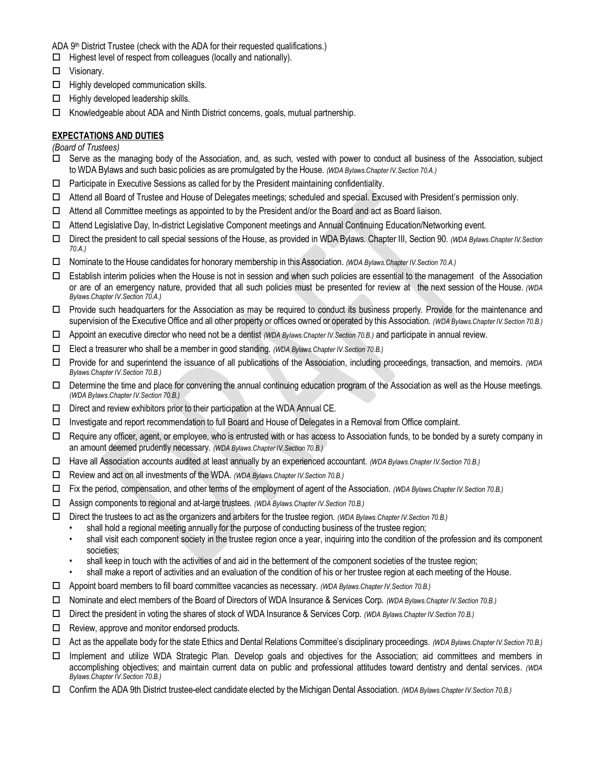ADA 9[th] District Trustee (check with the ADA for their requested qualifications.)

- ☐ Highest level of respect from colleagues (locally and nationally).
- ☐ Visionary.
- ☐ Highly developed communication skills.
- ☐ Highly developed leadership skills.
- ☐ Knowledgeable about ADA and Ninth District concerns, goals, mutual partnership.

## **EXPECTATIONS AND DUTIES**

*(Board of Trustees)*

- ☐ Serve as the managing body of the Association, and, as such, vested with power to conduct all business of the Association, subject to WDA Bylaws and such basic policies as are promulgated by the House. *(WDA Bylaws.Chapter IV.Section 70.A.)*
- ☐ Participate in Executive Sessions as called for by the President maintaining confidentiality.
- ☐ Attend all Board of Trustee and House of Delegates meetings; scheduled and special. Excused with President's permission only.
- ☐ Attend all Committee meetings as appointed to by the President and/or the Board and act as Board liaison.
- ☐ Attend Legislative Day, In-district Legislative Component meetings and Annual Continuing Education/Networking event.
- ☐ Direct the president to call special sessions of the House, as provided in WDA Bylaws. Chapter III, Section 90. *(WDA Bylaws.Chapter IV.Section 70.A.)*
- ☐ Nominate to the House candidates for honorary membership in this Association. *(WDA Bylaws.Chapter IV.Section 70.A.)*
- ☐ Establish interim policies when the House is not in session and when such policies are essential to the management of the Association or are of an emergency nature, provided that all such policies must be presented for review at the next session of the House. *(WDA Bylaws.Chapter IV.Section 70.A.)*
- ☐ Provide such headquarters for the Association as may be required to conduct its business properly. Provide for the maintenance and supervision of the Executive Office and all other property or offices owned or operated by this Association. *(WDA Bylaws.Chapter IV.Section 70.B.)*
- ☐ Appoint an executive director who need not be a dentist *(WDA Bylaws.Chapter IV.Section 70.B.)* and participate in annual review.
- ☐ Elect a treasurer who shall be a member in good standing. *(WDA Bylaws.Chapter IV.Section 70.B.)*
- ☐ Provide for and superintend the issuance of all publications of the Association, including proceedings, transaction, and memoirs. *(WDA Bylaws.Chapter IV.Section 70.B.)*
- ☐ Determine the time and place for convening the annual continuing education program of the Association as well as the House meetings. *(WDA Bylaws.Chapter IV.Section 70.B.)*
- ☐ Direct and review exhibitors prior to their participation at the WDA Annual CE.
- ☐ Investigate and report recommendation to full Board and House of Delegates in a Removal from Office complaint.
- ☐ Require any officer, agent, or employee, who is entrusted with or has access to Association funds, to be bonded by a surety company in an amount deemed prudently necessary. *(WDA Bylaws.Chapter IV.Section 70.B.)*
- ☐ Have all Association accounts audited at least annually by an experienced accountant. *(WDA Bylaws.Chapter IV.Section 70.B.)*
- ☐ Review and act on all investments of the WDA. *(WDA Bylaws.Chapter IV.Section 70.B.)*
- ☐ Fix the period, compensation, and other terms of the employment of agent of the Association. *(WDA Bylaws.Chapter IV.Section 70.B.)*
- ☐ Assign components to regional and at-large trustees. *(WDA Bylaws.Chapter IV.Section 70.B.)*
- ☐ Direct the trustees to act as the organizers and arbiters for the trustee region. *(WDA Bylaws.Chapter IV.Section 70.B.)*
  - shall hold a regional meeting annually for the purpose of conducting business of the trustee region;
  - shall visit each component society in the trustee region once a year, inquiring into the condition of the profession and its component societies;
  - shall keep in touch with the activities of and aid in the betterment of the component societies of the trustee region;
  - shall make a report of activities and an evaluation of the condition of his or her trustee region at each meeting of the House.
- ☐ Appoint board members to fill board committee vacancies as necessary. *(WDA Bylaws.Chapter IV.Section 70.B.)*
- ☐ Nominate and elect members of the Board of Directors of WDA Insurance & Services Corp. *(WDA Bylaws.Chapter IV.Section 70.B.)*
- ☐ Direct the president in voting the shares of stock of WDA Insurance & Services Corp. *(WDA Bylaws.Chapter IV.Section 70.B.)*
- ☐ Review, approve and monitor endorsed products.
- ☐ Act as the appellate body for the state Ethics and Dental Relations Committee's disciplinary proceedings. *(WDA Bylaws.Chapter IV.Section 70.B.)*
- ☐ Implement and utilize WDA Strategic Plan. Develop goals and objectives for the Association; aid committees and members in accomplishing objectives; and maintain current data on public and professional attitudes toward dentistry and dental services. *(WDA Bylaws.Chapter IV.Section 70.B.)*
- ☐ Confirm the ADA 9th District trustee-elect candidate elected by the Michigan Dental Association. *(WDA Bylaws.Chapter IV.Section 70.B.)*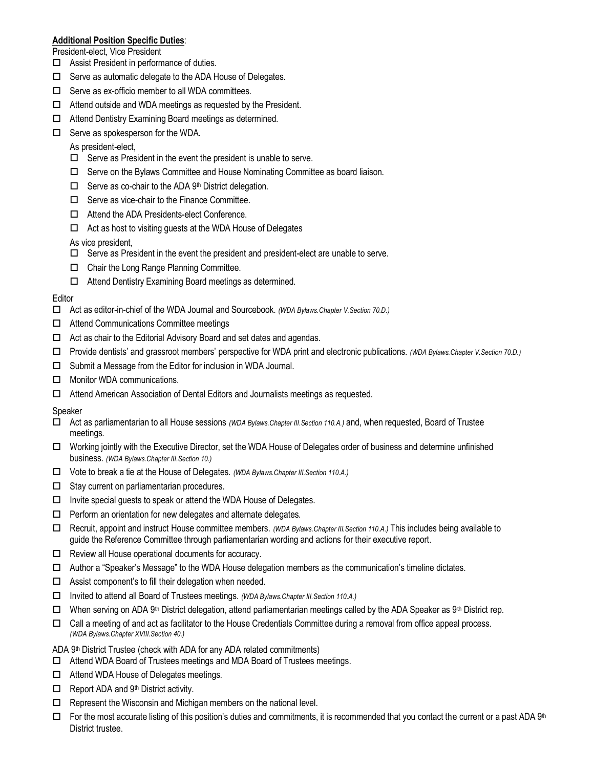**Additional Position Specific Duties**:

President-elect, Vice President

- ☐ Assist President in performance of duties.
- ☐ Serve as automatic delegate to the ADA House of Delegates.
- ☐ Serve as ex-officio member to all WDA committees.
- ☐ Attend outside and WDA meetings as requested by the President.
- ☐ Attend Dentistry Examining Board meetings as determined.
- ☐ Serve as spokesperson for the WDA.

  As president-elect,
  - ☐ Serve as President in the event the president is unable to serve.
  - ☐ Serve on the Bylaws Committee and House Nominating Committee as board liaison.
  - ☐ Serve as co-chair to the ADA 9th District delegation.
  - ☐ Serve as vice-chair to the Finance Committee.
  - ☐ Attend the ADA Presidents-elect Conference.
  - ☐ Act as host to visiting guests at the WDA House of Delegates

  As vice president,
  - ☐ Serve as President in the event the president and president-elect are unable to serve.
  - ☐ Chair the Long Range Planning Committee.
  - ☐ Attend Dentistry Examining Board meetings as determined.

Editor

- ☐ Act as editor-in-chief of the WDA Journal and Sourcebook. *(WDA Bylaws.Chapter V.Section 70.D.)*
- ☐ Attend Communications Committee meetings
- ☐ Act as chair to the Editorial Advisory Board and set dates and agendas.
- ☐ Provide dentists' and grassroot members' perspective for WDA print and electronic publications. *(WDA Bylaws.Chapter V.Section 70.D.)*
- ☐ Submit a Message from the Editor for inclusion in WDA Journal.
- ☐ Monitor WDA communications.
- ☐ Attend American Association of Dental Editors and Journalists meetings as requested.

Speaker

- ☐ Act as parliamentarian to all House sessions *(WDA Bylaws.Chapter III.Section 110.A.)* and, when requested, Board of Trustee meetings.
- ☐ Working jointly with the Executive Director, set the WDA House of Delegates order of business and determine unfinished business. *(WDA Bylaws.Chapter III.Section 10.)*
- ☐ Vote to break a tie at the House of Delegates. *(WDA Bylaws.Chapter III.Section 110.A.)*
- ☐ Stay current on parliamentarian procedures.
- ☐ Invite special guests to speak or attend the WDA House of Delegates.
- ☐ Perform an orientation for new delegates and alternate delegates.
- ☐ Recruit, appoint and instruct House committee members. *(WDA Bylaws.Chapter III.Section 110.A.)* This includes being available to guide the Reference Committee through parliamentarian wording and actions for their executive report.
- ☐ Review all House operational documents for accuracy.
- ☐ Author a "Speaker's Message" to the WDA House delegation members as the communication's timeline dictates.
- ☐ Assist component's to fill their delegation when needed.
- ☐ Invited to attend all Board of Trustees meetings. *(WDA Bylaws.Chapter III.Section 110.A.)*
- ☐ When serving on ADA 9th District delegation, attend parliamentarian meetings called by the ADA Speaker as 9th District rep.
- ☐ Call a meeting of and act as facilitator to the House Credentials Committee during a removal from office appeal process. *(WDA Bylaws.Chapter XVIII.Section 40.)*

ADA 9th District Trustee (check with ADA for any ADA related commitments)

- ☐ Attend WDA Board of Trustees meetings and MDA Board of Trustees meetings.
- ☐ Attend WDA House of Delegates meetings.
- ☐ Report ADA and 9th District activity.
- ☐ Represent the Wisconsin and Michigan members on the national level.
- ☐ For the most accurate listing of this position's duties and commitments, it is recommended that you contact the current or a past ADA 9th District trustee.